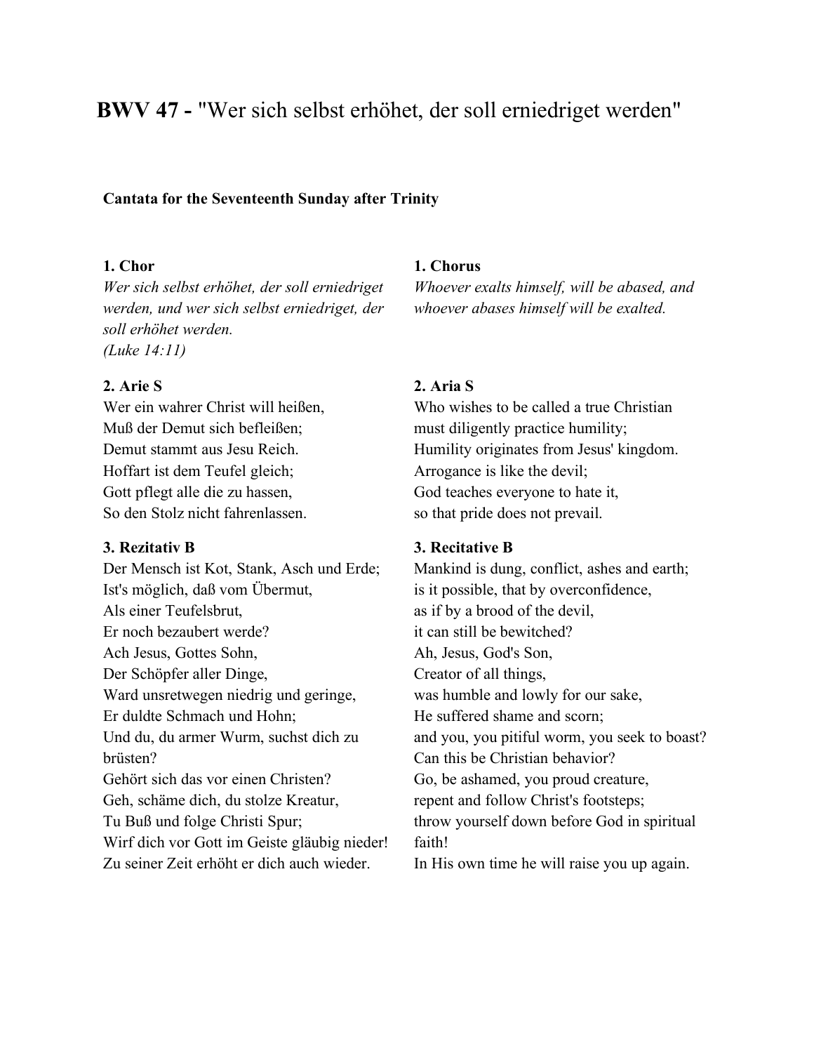# BWV 47 - "Wer sich selbst erhöhet, der soll erniedriget werden"

**Cantata for the Seventeenth Sunday after Trinity**

**1. Chor**
*Wer sich selbst erhöhet, der soll erniedriget werden, und wer sich selbst erniedriget, der soll erhöhet werden.*
*(Luke 14:11)*

**1. Chorus**
*Whoever exalts himself, will be abased, and whoever abases himself will be exalted.*

**2. Arie S**
Wer ein wahrer Christ will heißen,
Muß der Demut sich befleißen;
Demut stammt aus Jesu Reich.
Hoffart ist dem Teufel gleich;
Gott pflegt alle die zu hassen,
So den Stolz nicht fahrenlassen.

**2. Aria S**
Who wishes to be called a true Christian
must diligently practice humility;
Humility originates from Jesus' kingdom.
Arrogance is like the devil;
God teaches everyone to hate it,
so that pride does not prevail.

**3. Rezitativ B**
Der Mensch ist Kot, Stank, Asch und Erde;
Ist's möglich, daß vom Übermut,
Als einer Teufelsbrut,
Er noch bezaubert werde?
Ach Jesus, Gottes Sohn,
Der Schöpfer aller Dinge,
Ward unsretwegen niedrig und geringe,
Er duldte Schmach und Hohn;
Und du, du armer Wurm, suchst dich zu brüsten?
Gehört sich das vor einen Christen?
Geh, schäme dich, du stolze Kreatur,
Tu Buß und folge Christi Spur;
Wirf dich vor Gott im Geiste gläubig nieder!
Zu seiner Zeit erhöht er dich auch wieder.

**3. Recitative B**
Mankind is dung, conflict, ashes and earth;
is it possible, that by overconfidence,
as if by a brood of the devil,
it can still be bewitched?
Ah, Jesus, God's Son,
Creator of all things,
was humble and lowly for our sake,
He suffered shame and scorn;
and you, you pitiful worm, you seek to boast?
Can this be Christian behavior?
Go, be ashamed, you proud creature,
repent and follow Christ's footsteps;
throw yourself down before God in spiritual faith!
In His own time he will raise you up again.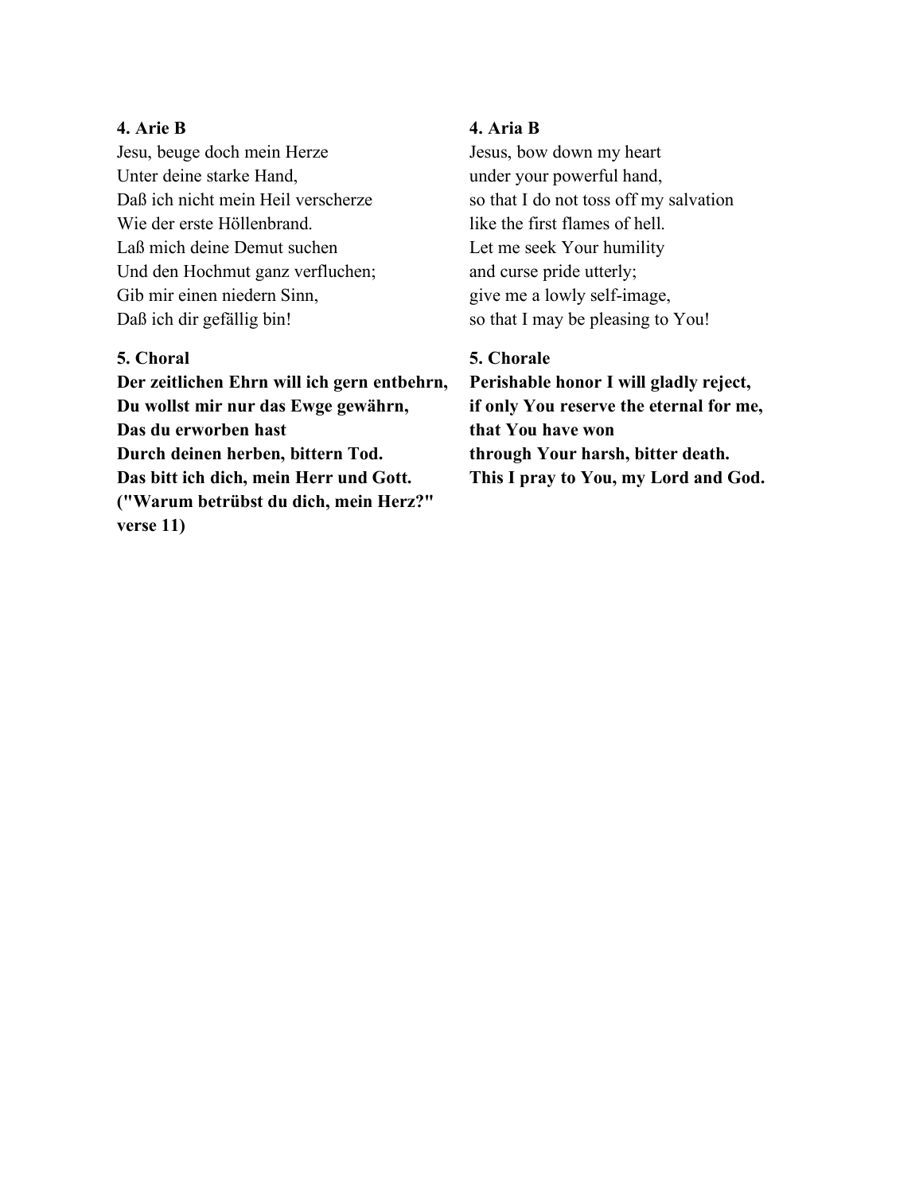**4. Arie B**
Jesu, beuge doch mein Herze
Unter deine starke Hand,
Daß ich nicht mein Heil verscherze
Wie der erste Höllenbrand.
Laß mich deine Demut suchen
Und den Hochmut ganz verfluchen;
Gib mir einen niedern Sinn,
Daß ich dir gefällig bin!

**4. Aria B**
Jesus, bow down my heart
under your powerful hand,
so that I do not toss off my salvation
like the first flames of hell.
Let me seek Your humility
and curse pride utterly;
give me a lowly self-image,
so that I may be pleasing to You!

**5. Choral**
**Der zeitlichen Ehrn will ich gern entbehrn,**
**Du wollst mir nur das Ewge gewährn,**
**Das du erworben hast**
**Durch deinen herben, bittern Tod.**
**Das bitt ich dich, mein Herr und Gott.**
**("Warum betrübst du dich, mein Herz?" verse 11)**

**5. Chorale**
**Perishable honor I will gladly reject,**
**if only You reserve the eternal for me,**
**that You have won**
**through Your harsh, bitter death.**
**This I pray to You, my Lord and God.**